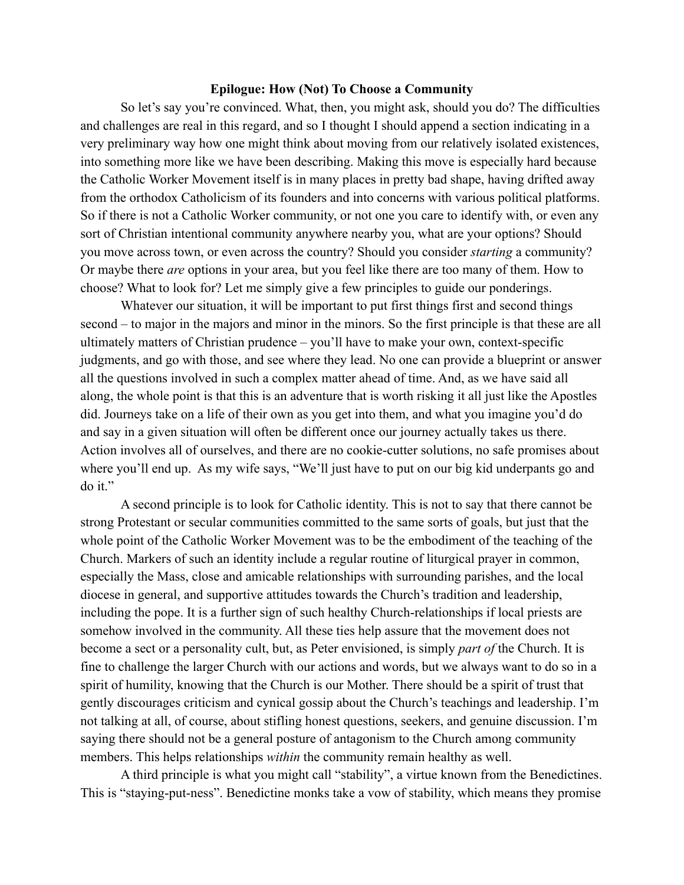# Epilogue: How (Not) To Choose a Community

So let's say you're convinced. What, then, you might ask, should you do? The difficulties and challenges are real in this regard, and so I thought I should append a section indicating in a very preliminary way how one might think about moving from our relatively isolated existences, into something more like we have been describing. Making this move is especially hard because the Catholic Worker Movement itself is in many places in pretty bad shape, having drifted away from the orthodox Catholicism of its founders and into concerns with various political platforms. So if there is not a Catholic Worker community, or not one you care to identify with, or even any sort of Christian intentional community anywhere nearby you, what are your options? Should you move across town, or even across the country? Should you consider *starting* a community? Or maybe there *are* options in your area, but you feel like there are too many of them. How to choose? What to look for? Let me simply give a few principles to guide our ponderings.

Whatever our situation, it will be important to put first things first and second things second – to major in the majors and minor in the minors. So the first principle is that these are all ultimately matters of Christian prudence – you'll have to make your own, context-specific judgments, and go with those, and see where they lead. No one can provide a blueprint or answer all the questions involved in such a complex matter ahead of time. And, as we have said all along, the whole point is that this is an adventure that is worth risking it all just like the Apostles did. Journeys take on a life of their own as you get into them, and what you imagine you'd do and say in a given situation will often be different once our journey actually takes us there. Action involves all of ourselves, and there are no cookie-cutter solutions, no safe promises about where you'll end up. As my wife says, "We'll just have to put on our big kid underpants go and do it."

A second principle is to look for Catholic identity. This is not to say that there cannot be strong Protestant or secular communities committed to the same sorts of goals, but just that the whole point of the Catholic Worker Movement was to be the embodiment of the teaching of the Church. Markers of such an identity include a regular routine of liturgical prayer in common, especially the Mass, close and amicable relationships with surrounding parishes, and the local diocese in general, and supportive attitudes towards the Church's tradition and leadership, including the pope. It is a further sign of such healthy Church-relationships if local priests are somehow involved in the community. All these ties help assure that the movement does not become a sect or a personality cult, but, as Peter envisioned, is simply *part of* the Church. It is fine to challenge the larger Church with our actions and words, but we always want to do so in a spirit of humility, knowing that the Church is our Mother. There should be a spirit of trust that gently discourages criticism and cynical gossip about the Church's teachings and leadership. I'm not talking at all, of course, about stifling honest questions, seekers, and genuine discussion. I'm saying there should not be a general posture of antagonism to the Church among community members. This helps relationships *within* the community remain healthy as well.

A third principle is what you might call "stability", a virtue known from the Benedictines. This is "staying-put-ness". Benedictine monks take a vow of stability, which means they promise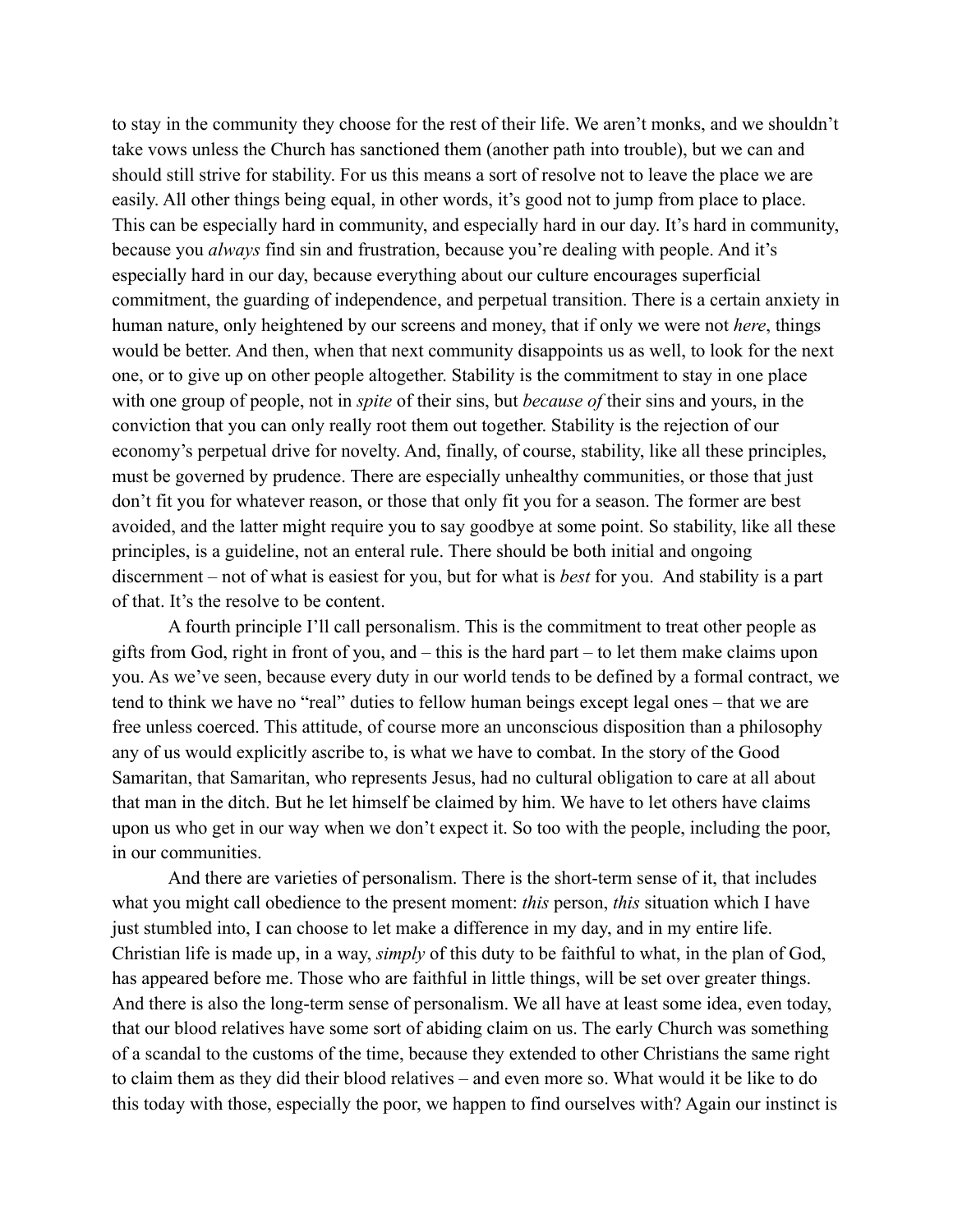to stay in the community they choose for the rest of their life. We aren't monks, and we shouldn't take vows unless the Church has sanctioned them (another path into trouble), but we can and should still strive for stability. For us this means a sort of resolve not to leave the place we are easily. All other things being equal, in other words, it's good not to jump from place to place. This can be especially hard in community, and especially hard in our day. It's hard in community, because you *always* find sin and frustration, because you're dealing with people. And it's especially hard in our day, because everything about our culture encourages superficial commitment, the guarding of independence, and perpetual transition. There is a certain anxiety in human nature, only heightened by our screens and money, that if only we were not *here*, things would be better. And then, when that next community disappoints us as well, to look for the next one, or to give up on other people altogether. Stability is the commitment to stay in one place with one group of people, not in *spite* of their sins, but *because of* their sins and yours, in the conviction that you can only really root them out together. Stability is the rejection of our economy's perpetual drive for novelty. And, finally, of course, stability, like all these principles, must be governed by prudence. There are especially unhealthy communities, or those that just don't fit you for whatever reason, or those that only fit you for a season. The former are best avoided, and the latter might require you to say goodbye at some point. So stability, like all these principles, is a guideline, not an enteral rule. There should be both initial and ongoing discernment – not of what is easiest for you, but for what is *best* for you. And stability is a part of that. It's the resolve to be content.

A fourth principle I'll call personalism. This is the commitment to treat other people as gifts from God, right in front of you, and – this is the hard part – to let them make claims upon you. As we've seen, because every duty in our world tends to be defined by a formal contract, we tend to think we have no "real" duties to fellow human beings except legal ones – that we are free unless coerced. This attitude, of course more an unconscious disposition than a philosophy any of us would explicitly ascribe to, is what we have to combat. In the story of the Good Samaritan, that Samaritan, who represents Jesus, had no cultural obligation to care at all about that man in the ditch. But he let himself be claimed by him. We have to let others have claims upon us who get in our way when we don't expect it. So too with the people, including the poor, in our communities.

And there are varieties of personalism. There is the short-term sense of it, that includes what you might call obedience to the present moment: *this* person, *this* situation which I have just stumbled into, I can choose to let make a difference in my day, and in my entire life. Christian life is made up, in a way, *simply* of this duty to be faithful to what, in the plan of God, has appeared before me. Those who are faithful in little things, will be set over greater things. And there is also the long-term sense of personalism. We all have at least some idea, even today, that our blood relatives have some sort of abiding claim on us. The early Church was something of a scandal to the customs of the time, because they extended to other Christians the same right to claim them as they did their blood relatives – and even more so. What would it be like to do this today with those, especially the poor, we happen to find ourselves with? Again our instinct is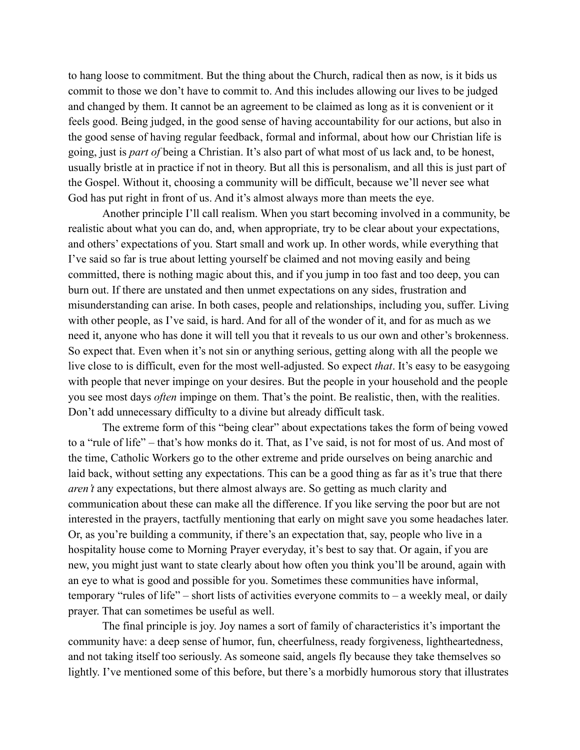to hang loose to commitment. But the thing about the Church, radical then as now, is it bids us commit to those we don't have to commit to. And this includes allowing our lives to be judged and changed by them. It cannot be an agreement to be claimed as long as it is convenient or it feels good. Being judged, in the good sense of having accountability for our actions, but also in the good sense of having regular feedback, formal and informal, about how our Christian life is going, just is *part of* being a Christian. It's also part of what most of us lack and, to be honest, usually bristle at in practice if not in theory. But all this is personalism, and all this is just part of the Gospel. Without it, choosing a community will be difficult, because we'll never see what God has put right in front of us. And it's almost always more than meets the eye.

Another principle I'll call realism. When you start becoming involved in a community, be realistic about what you can do, and, when appropriate, try to be clear about your expectations, and others' expectations of you. Start small and work up. In other words, while everything that I've said so far is true about letting yourself be claimed and not moving easily and being committed, there is nothing magic about this, and if you jump in too fast and too deep, you can burn out. If there are unstated and then unmet expectations on any sides, frustration and misunderstanding can arise. In both cases, people and relationships, including you, suffer. Living with other people, as I've said, is hard. And for all of the wonder of it, and for as much as we need it, anyone who has done it will tell you that it reveals to us our own and other's brokenness. So expect that. Even when it's not sin or anything serious, getting along with all the people we live close to is difficult, even for the most well-adjusted. So expect *that*. It's easy to be easygoing with people that never impinge on your desires. But the people in your household and the people you see most days *often* impinge on them. That's the point. Be realistic, then, with the realities. Don't add unnecessary difficulty to a divine but already difficult task.

The extreme form of this "being clear" about expectations takes the form of being vowed to a "rule of life" – that's how monks do it. That, as I've said, is not for most of us. And most of the time, Catholic Workers go to the other extreme and pride ourselves on being anarchic and laid back, without setting any expectations. This can be a good thing as far as it's true that there *aren't* any expectations, but there almost always are. So getting as much clarity and communication about these can make all the difference. If you like serving the poor but are not interested in the prayers, tactfully mentioning that early on might save you some headaches later. Or, as you're building a community, if there's an expectation that, say, people who live in a hospitality house come to Morning Prayer everyday, it's best to say that. Or again, if you are new, you might just want to state clearly about how often you think you'll be around, again with an eye to what is good and possible for you. Sometimes these communities have informal, temporary "rules of life" – short lists of activities everyone commits to – a weekly meal, or daily prayer. That can sometimes be useful as well.

The final principle is joy. Joy names a sort of family of characteristics it's important the community have: a deep sense of humor, fun, cheerfulness, ready forgiveness, lightheartedness, and not taking itself too seriously. As someone said, angels fly because they take themselves so lightly. I've mentioned some of this before, but there's a morbidly humorous story that illustrates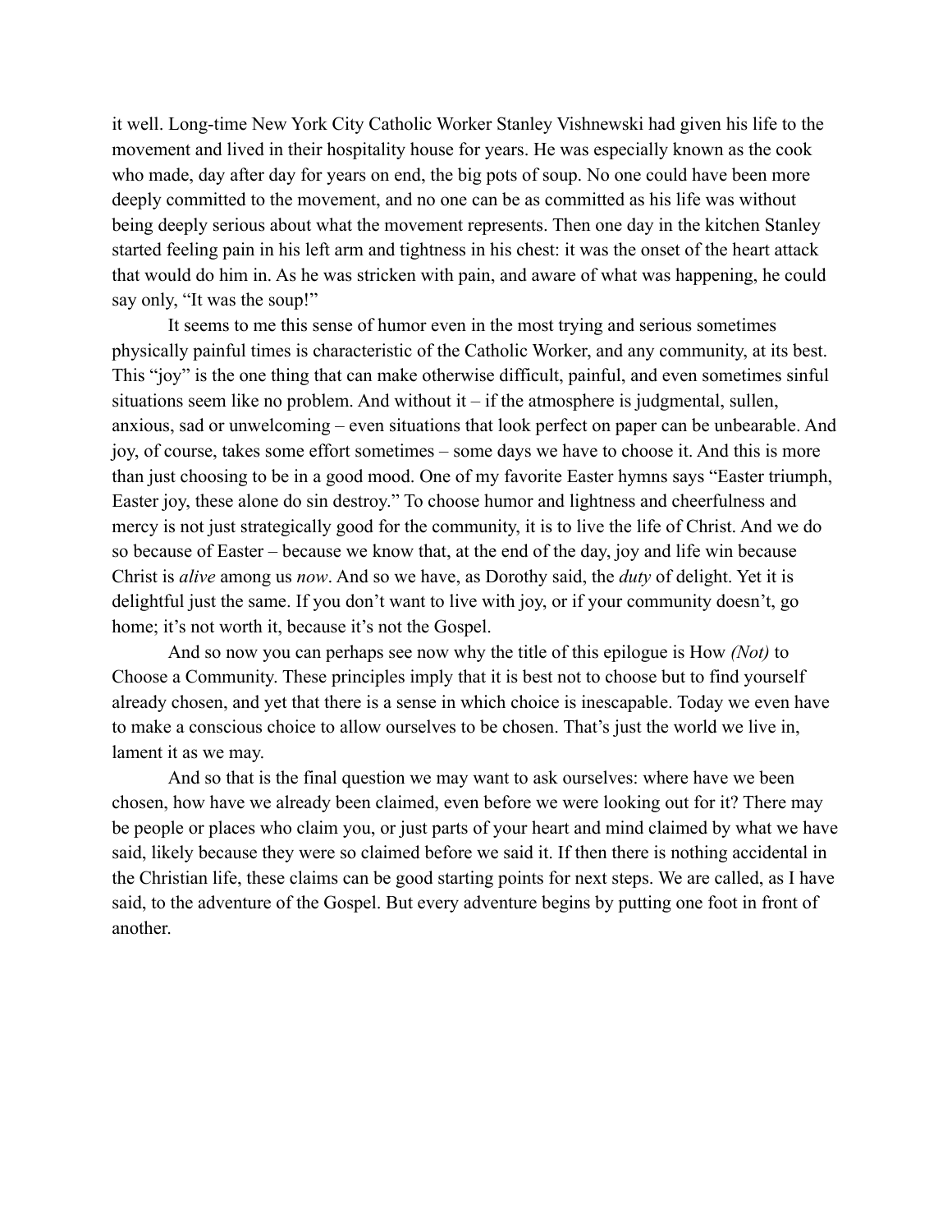it well. Long-time New York City Catholic Worker Stanley Vishnewski had given his life to the movement and lived in their hospitality house for years. He was especially known as the cook who made, day after day for years on end, the big pots of soup. No one could have been more deeply committed to the movement, and no one can be as committed as his life was without being deeply serious about what the movement represents. Then one day in the kitchen Stanley started feeling pain in his left arm and tightness in his chest: it was the onset of the heart attack that would do him in. As he was stricken with pain, and aware of what was happening, he could say only, "It was the soup!"

It seems to me this sense of humor even in the most trying and serious sometimes physically painful times is characteristic of the Catholic Worker, and any community, at its best. This "joy" is the one thing that can make otherwise difficult, painful, and even sometimes sinful situations seem like no problem. And without it – if the atmosphere is judgmental, sullen, anxious, sad or unwelcoming – even situations that look perfect on paper can be unbearable. And joy, of course, takes some effort sometimes – some days we have to choose it. And this is more than just choosing to be in a good mood. One of my favorite Easter hymns says "Easter triumph, Easter joy, these alone do sin destroy." To choose humor and lightness and cheerfulness and mercy is not just strategically good for the community, it is to live the life of Christ. And we do so because of Easter – because we know that, at the end of the day, joy and life win because Christ is *alive* among us *now*. And so we have, as Dorothy said, the *duty* of delight. Yet it is delightful just the same. If you don't want to live with joy, or if your community doesn't, go home; it's not worth it, because it's not the Gospel.

And so now you can perhaps see now why the title of this epilogue is How *(Not)* to Choose a Community. These principles imply that it is best not to choose but to find yourself already chosen, and yet that there is a sense in which choice is inescapable. Today we even have to make a conscious choice to allow ourselves to be chosen. That's just the world we live in, lament it as we may.

And so that is the final question we may want to ask ourselves: where have we been chosen, how have we already been claimed, even before we were looking out for it? There may be people or places who claim you, or just parts of your heart and mind claimed by what we have said, likely because they were so claimed before we said it. If then there is nothing accidental in the Christian life, these claims can be good starting points for next steps. We are called, as I have said, to the adventure of the Gospel. But every adventure begins by putting one foot in front of another.